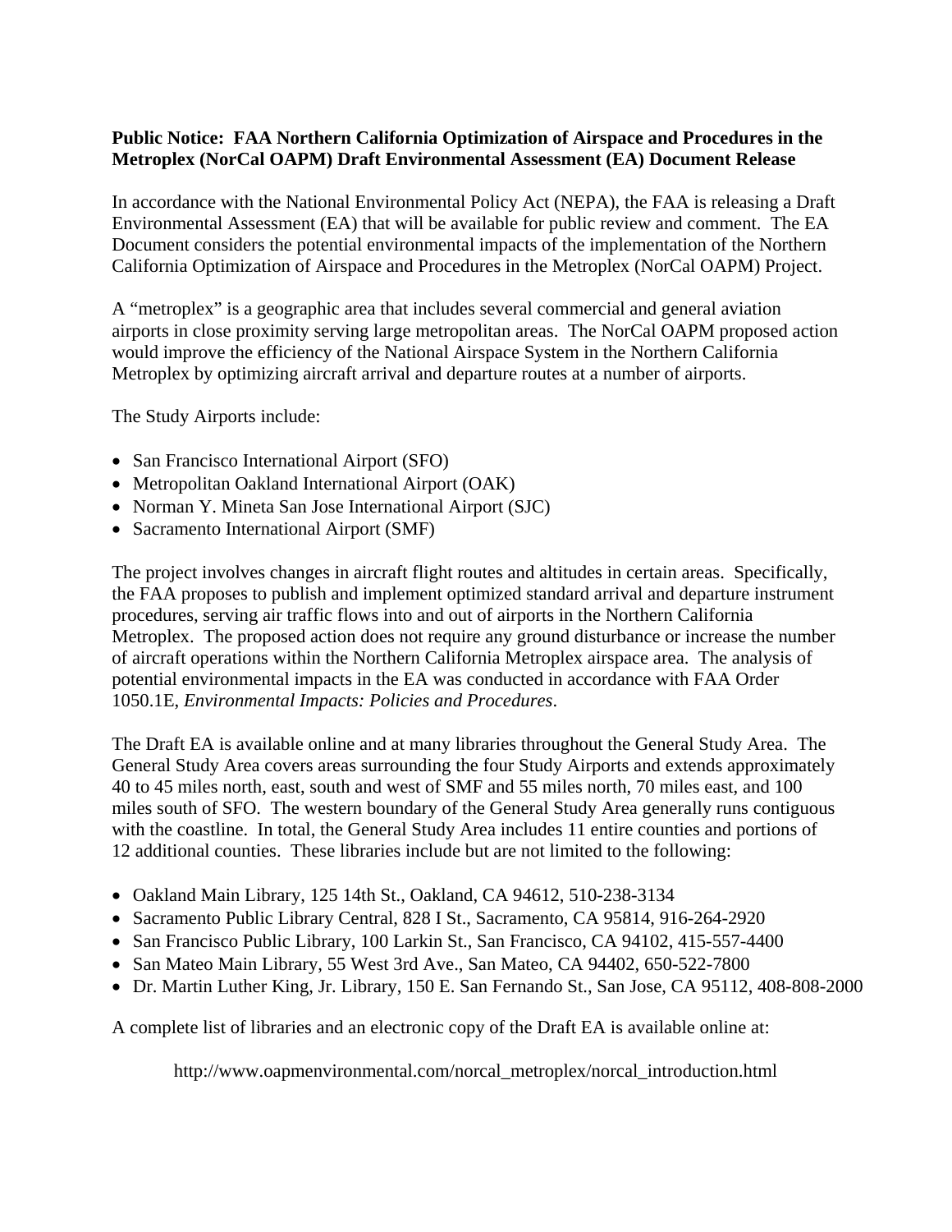**Public Notice: FAA Northern California Optimization of Airspace and Procedures in the Metroplex (NorCal OAPM) Draft Environmental Assessment (EA) Document Release**

In accordance with the National Environmental Policy Act (NEPA), the FAA is releasing a Draft Environmental Assessment (EA) that will be available for public review and comment. The EA Document considers the potential environmental impacts of the implementation of the Northern California Optimization of Airspace and Procedures in the Metroplex (NorCal OAPM) Project.

A "metroplex" is a geographic area that includes several commercial and general aviation airports in close proximity serving large metropolitan areas. The NorCal OAPM proposed action would improve the efficiency of the National Airspace System in the Northern California Metroplex by optimizing aircraft arrival and departure routes at a number of airports.

The Study Airports include:

- San Francisco International Airport (SFO)
- Metropolitan Oakland International Airport (OAK)
- Norman Y. Mineta San Jose International Airport (SJC)
- Sacramento International Airport (SMF)

The project involves changes in aircraft flight routes and altitudes in certain areas. Specifically, the FAA proposes to publish and implement optimized standard arrival and departure instrument procedures, serving air traffic flows into and out of airports in the Northern California Metroplex. The proposed action does not require any ground disturbance or increase the number of aircraft operations within the Northern California Metroplex airspace area. The analysis of potential environmental impacts in the EA was conducted in accordance with FAA Order 1050.1E, *Environmental Impacts: Policies and Procedures*.

The Draft EA is available online and at many libraries throughout the General Study Area. The General Study Area covers areas surrounding the four Study Airports and extends approximately 40 to 45 miles north, east, south and west of SMF and 55 miles north, 70 miles east, and 100 miles south of SFO. The western boundary of the General Study Area generally runs contiguous with the coastline. In total, the General Study Area includes 11 entire counties and portions of 12 additional counties. These libraries include but are not limited to the following:

- Oakland Main Library, 125 14th St., Oakland, CA 94612, 510-238-3134
- Sacramento Public Library Central, 828 I St., Sacramento, CA 95814, 916-264-2920
- San Francisco Public Library, 100 Larkin St., San Francisco, CA 94102, 415-557-4400
- San Mateo Main Library, 55 West 3rd Ave., San Mateo, CA 94402, 650-522-7800
- Dr. Martin Luther King, Jr. Library, 150 E. San Fernando St., San Jose, CA 95112, 408-808-2000

A complete list of libraries and an electronic copy of the Draft EA is available online at:

http://www.oapmenvironmental.com/norcal_metroplex/norcal_introduction.html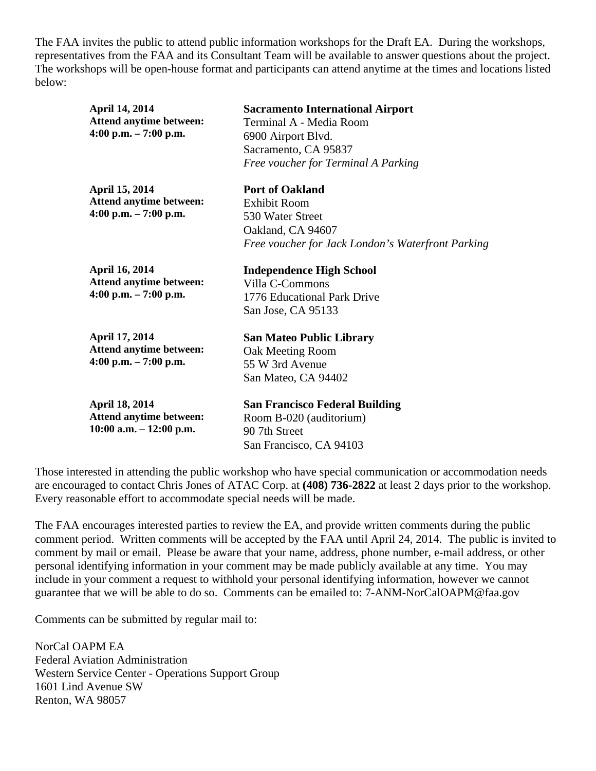The FAA invites the public to attend public information workshops for the Draft EA. During the workshops, representatives from the FAA and its Consultant Team will be available to answer questions about the project. The workshops will be open-house format and participants can attend anytime at the times and locations listed below:

| | |
|---|---|
| **April 14, 2014**<br>**Attend anytime between:**<br>**4:00 p.m. – 7:00 p.m.** | **Sacramento International Airport**<br>Terminal A - Media Room<br>6900 Airport Blvd.<br>Sacramento, CA 95837<br>*Free voucher for Terminal A Parking* |
| **April 15, 2014**<br>**Attend anytime between:**<br>**4:00 p.m. – 7:00 p.m.** | **Port of Oakland**<br>Exhibit Room<br>530 Water Street<br>Oakland, CA 94607<br>*Free voucher for Jack London's Waterfront Parking* |
| **April 16, 2014**<br>**Attend anytime between:**<br>**4:00 p.m. – 7:00 p.m.** | **Independence High School**<br>Villa C-Commons<br>1776 Educational Park Drive<br>San Jose, CA 95133 |
| **April 17, 2014**<br>**Attend anytime between:**<br>**4:00 p.m. – 7:00 p.m.** | **San Mateo Public Library**<br>Oak Meeting Room<br>55 W 3rd Avenue<br>San Mateo, CA 94402 |
| **April 18, 2014**<br>**Attend anytime between:**<br>**10:00 a.m. – 12:00 p.m.** | **San Francisco Federal Building**<br>Room B-020 (auditorium)<br>90 7th Street<br>San Francisco, CA 94103 |

Those interested in attending the public workshop who have special communication or accommodation needs are encouraged to contact Chris Jones of ATAC Corp. at **(408) 736-2822** at least 2 days prior to the workshop. Every reasonable effort to accommodate special needs will be made.

The FAA encourages interested parties to review the EA, and provide written comments during the public comment period. Written comments will be accepted by the FAA until April 24, 2014. The public is invited to comment by mail or email. Please be aware that your name, address, phone number, e-mail address, or other personal identifying information in your comment may be made publicly available at any time. You may include in your comment a request to withhold your personal identifying information, however we cannot guarantee that we will be able to do so. Comments can be emailed to: 7-ANM-NorCalOAPM@faa.gov

Comments can be submitted by regular mail to:

NorCal OAPM EA
Federal Aviation Administration
Western Service Center - Operations Support Group
1601 Lind Avenue SW
Renton, WA 98057